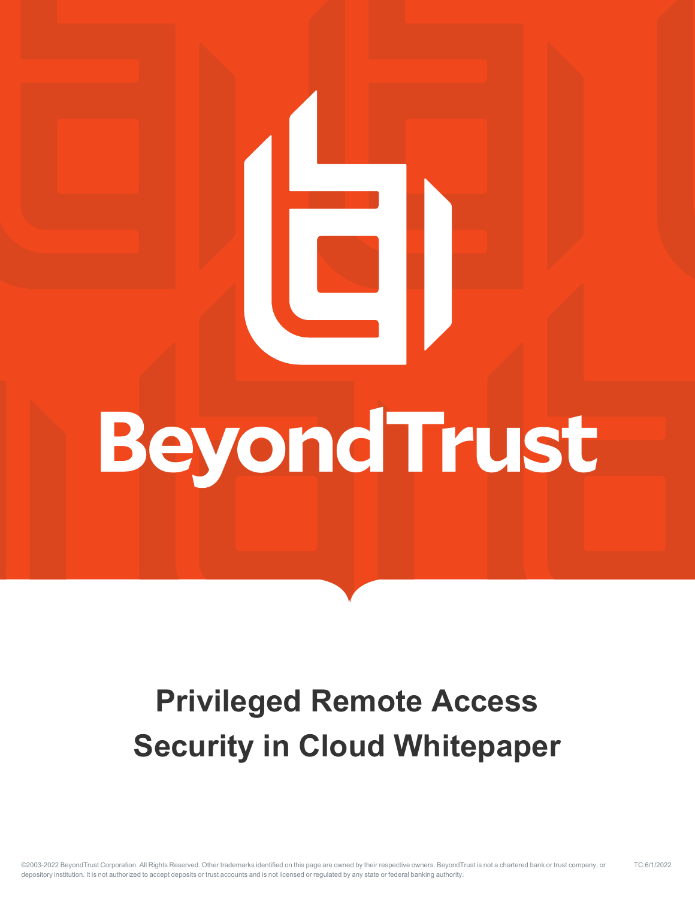BeyondTrust

# Privileged Remote Access Security in Cloud Whitepaper

©2003-2022 BeyondTrust Corporation. All Rights Reserved. Other trademarks identified on this page are owned by their respective owners. BeyondTrust is not a chartered bank or trust company, or depository institution. It is not authorized to accept deposits or trust accounts and is not licensed or regulated by any state or federal banking authority.

TC:6/1/2022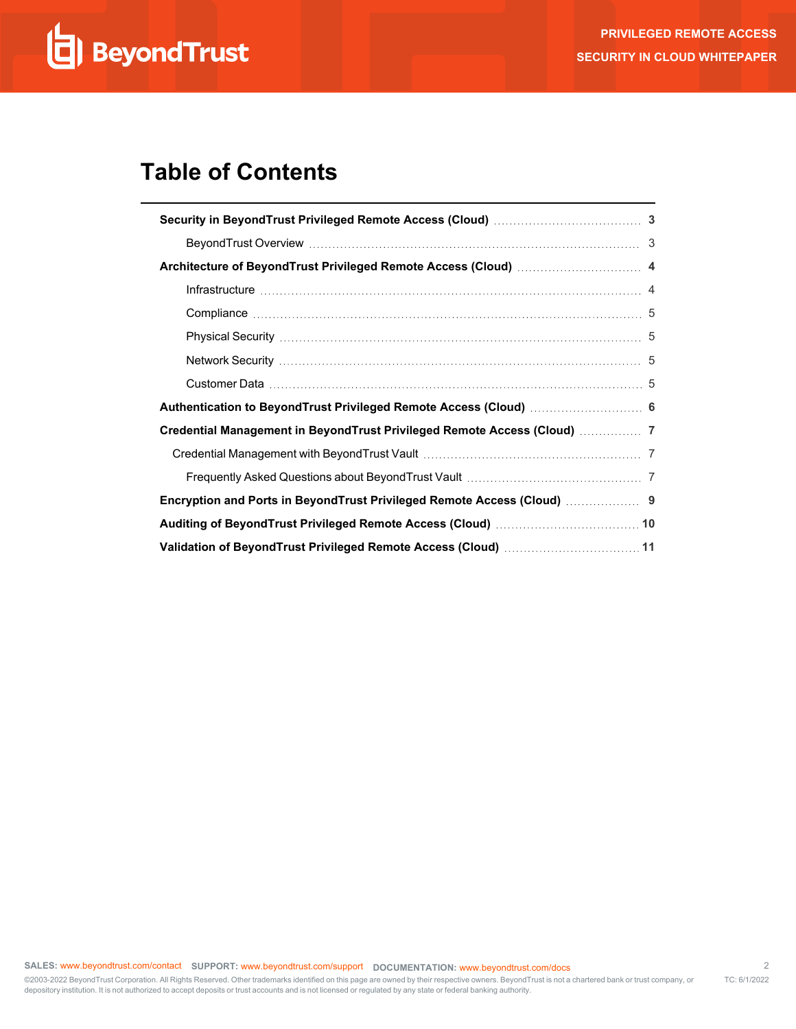# Table of Contents

| | |
|---|---|
| **Security in BeyondTrust Privileged Remote Access (Cloud)** | **3** |
| BeyondTrust Overview | 3 |
| **Architecture of BeyondTrust Privileged Remote Access (Cloud)** | **4** |
| Infrastructure | 4 |
| Compliance | 5 |
| Physical Security | 5 |
| Network Security | 5 |
| Customer Data | 5 |
| **Authentication to BeyondTrust Privileged Remote Access (Cloud)** | **6** |
| **Credential Management in BeyondTrust Privileged Remote Access (Cloud)** | **7** |
| Credential Management with BeyondTrust Vault | 7 |
| Frequently Asked Questions about BeyondTrust Vault | 7 |
| **Encryption and Ports in BeyondTrust Privileged Remote Access (Cloud)** | **9** |
| **Auditing of BeyondTrust Privileged Remote Access (Cloud)** | **10** |
| **Validation of BeyondTrust Privileged Remote Access (Cloud)** | **11** |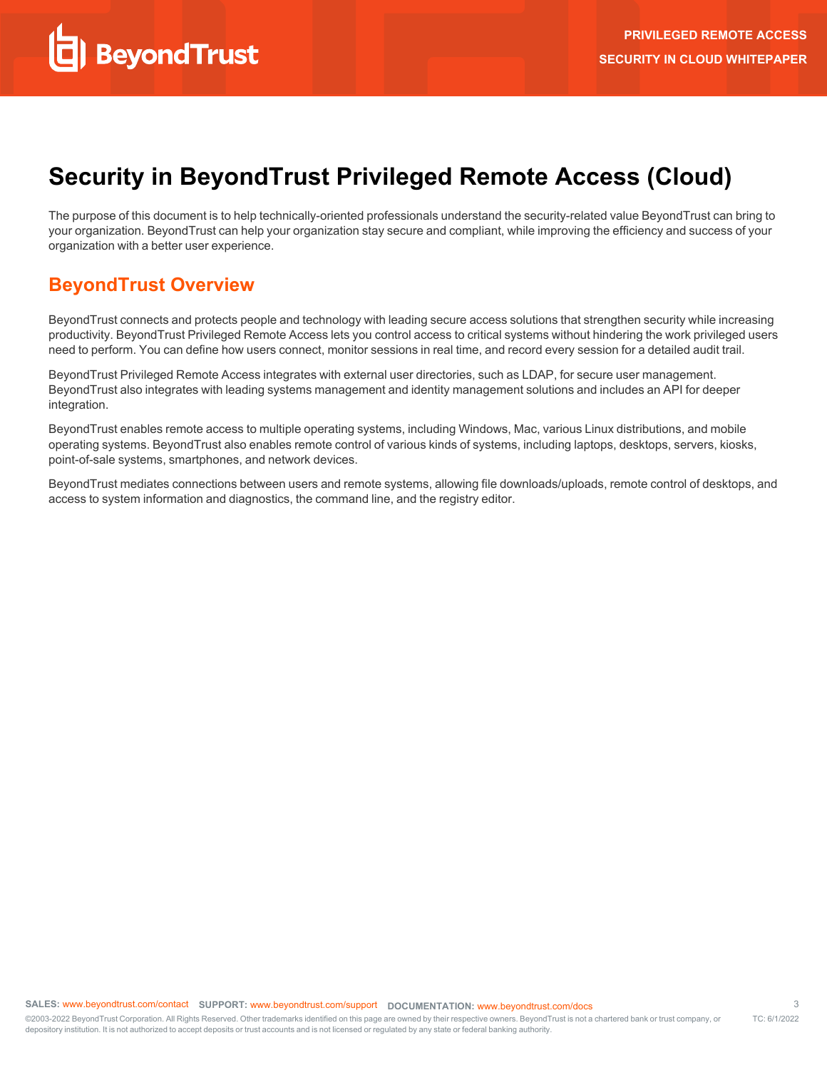# Security in BeyondTrust Privileged Remote Access (Cloud)

The purpose of this document is to help technically-oriented professionals understand the security-related value BeyondTrust can bring to your organization. BeyondTrust can help your organization stay secure and compliant, while improving the efficiency and success of your organization with a better user experience.

## BeyondTrust Overview

BeyondTrust connects and protects people and technology with leading secure access solutions that strengthen security while increasing productivity. BeyondTrust Privileged Remote Access lets you control access to critical systems without hindering the work privileged users need to perform. You can define how users connect, monitor sessions in real time, and record every session for a detailed audit trail.

BeyondTrust Privileged Remote Access integrates with external user directories, such as LDAP, for secure user management. BeyondTrust also integrates with leading systems management and identity management solutions and includes an API for deeper integration.

BeyondTrust enables remote access to multiple operating systems, including Windows, Mac, various Linux distributions, and mobile operating systems. BeyondTrust also enables remote control of various kinds of systems, including laptops, desktops, servers, kiosks, point-of-sale systems, smartphones, and network devices.

BeyondTrust mediates connections between users and remote systems, allowing file downloads/uploads, remote control of desktops, and access to system information and diagnostics, the command line, and the registry editor.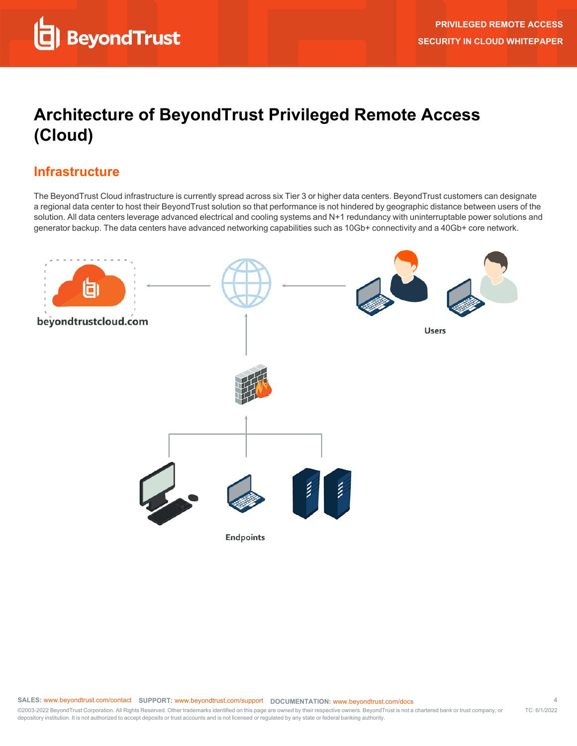# Architecture of BeyondTrust Privileged Remote Access (Cloud)

## Infrastructure

The BeyondTrust Cloud infrastructure is currently spread across six Tier 3 or higher data centers. BeyondTrust customers can designate a regional data center to host their BeyondTrust solution so that performance is not hindered by geographic distance between users of the solution. All data centers leverage advanced electrical and cooling systems and N+1 redundancy with uninterruptable power solutions and generator backup. The data centers have advanced networking capabilities such as 10Gb+ connectivity and a 40Gb+ core network.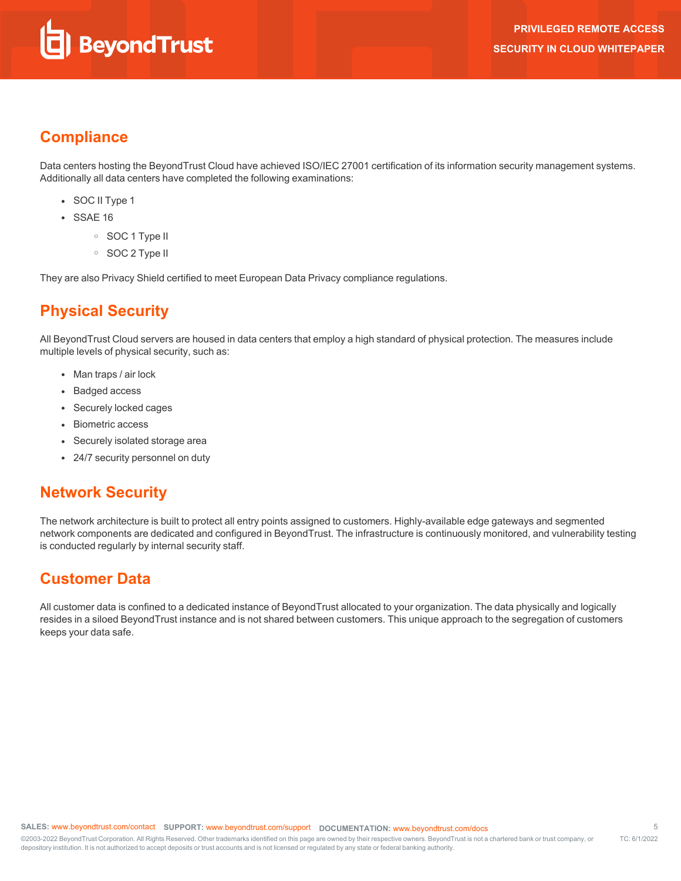## Compliance

Data centers hosting the BeyondTrust Cloud have achieved ISO/IEC 27001 certification of its information security management systems. Additionally all data centers have completed the following examinations:

- SOC II Type 1
- SSAE 16
  - SOC 1 Type II
  - SOC 2 Type II

They are also Privacy Shield certified to meet European Data Privacy compliance regulations.

## Physical Security

All BeyondTrust Cloud servers are housed in data centers that employ a high standard of physical protection. The measures include multiple levels of physical security, such as:

- Man traps / air lock
- Badged access
- Securely locked cages
- Biometric access
- Securely isolated storage area
- 24/7 security personnel on duty

## Network Security

The network architecture is built to protect all entry points assigned to customers. Highly-available edge gateways and segmented network components are dedicated and configured in BeyondTrust. The infrastructure is continuously monitored, and vulnerability testing is conducted regularly by internal security staff.

## Customer Data

All customer data is confined to a dedicated instance of BeyondTrust allocated to your organization. The data physically and logically resides in a siloed BeyondTrust instance and is not shared between customers. This unique approach to the segregation of customers keeps your data safe.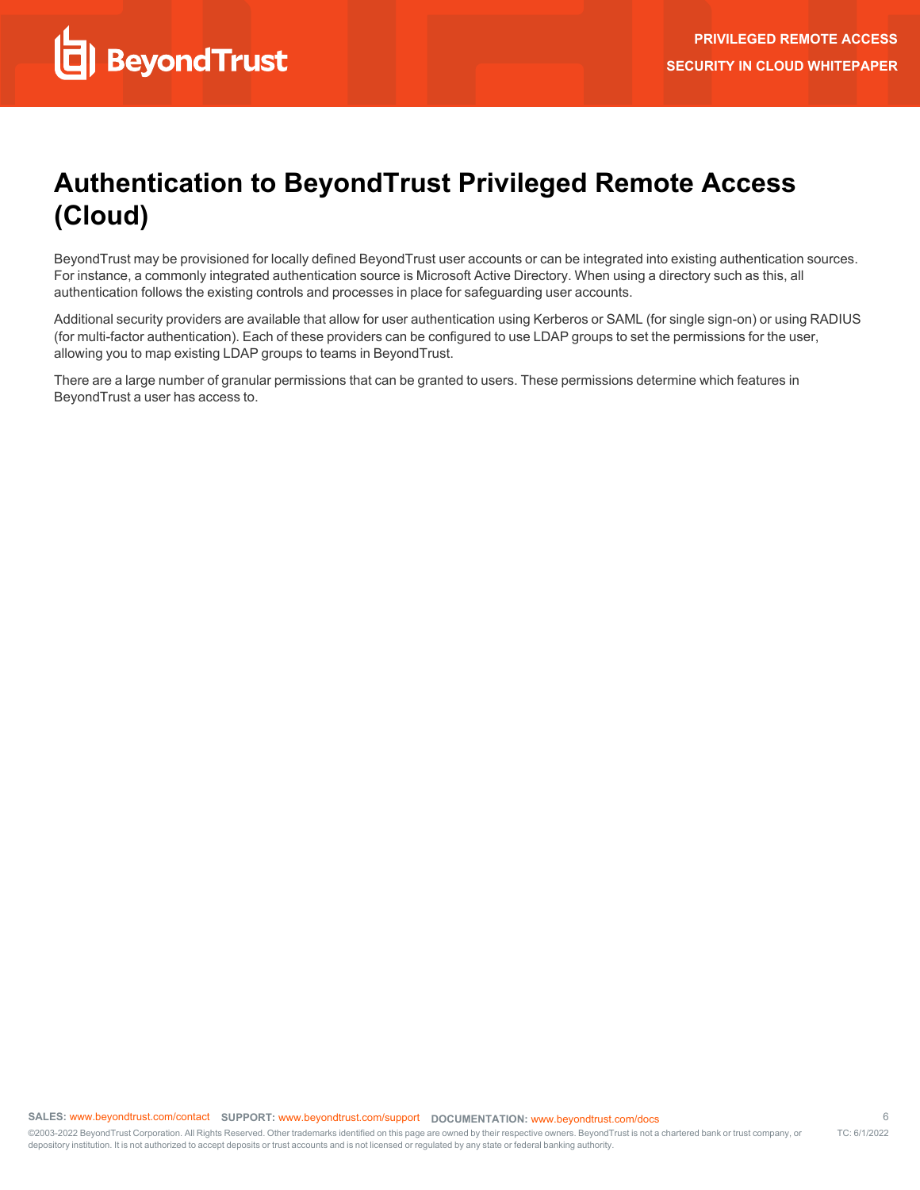# Authentication to BeyondTrust Privileged Remote Access (Cloud)

BeyondTrust may be provisioned for locally defined BeyondTrust user accounts or can be integrated into existing authentication sources. For instance, a commonly integrated authentication source is Microsoft Active Directory. When using a directory such as this, all authentication follows the existing controls and processes in place for safeguarding user accounts.

Additional security providers are available that allow for user authentication using Kerberos or SAML (for single sign-on) or using RADIUS (for multi-factor authentication). Each of these providers can be configured to use LDAP groups to set the permissions for the user, allowing you to map existing LDAP groups to teams in BeyondTrust.

There are a large number of granular permissions that can be granted to users. These permissions determine which features in BeyondTrust a user has access to.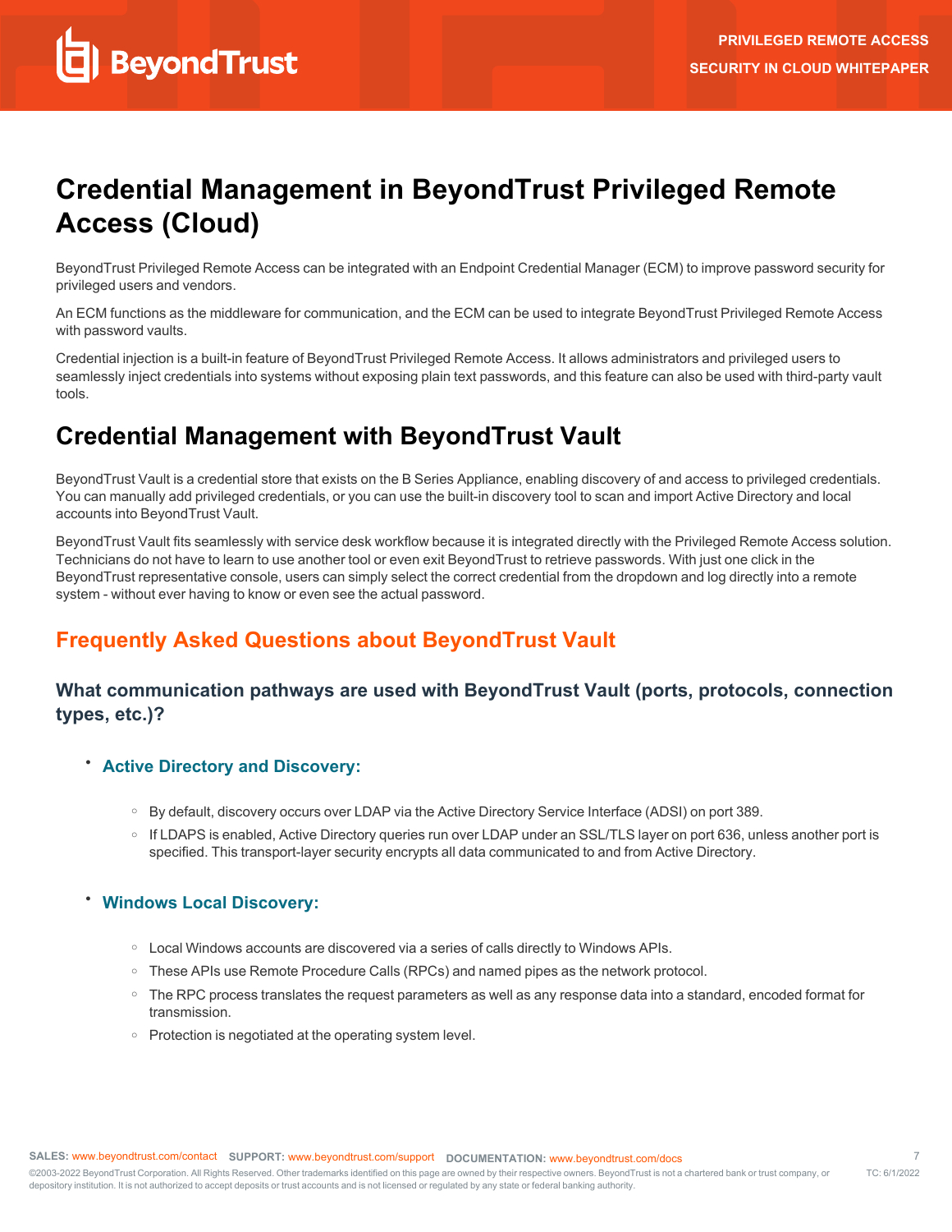# Credential Management in BeyondTrust Privileged Remote Access (Cloud)

BeyondTrust Privileged Remote Access can be integrated with an Endpoint Credential Manager (ECM) to improve password security for privileged users and vendors.

An ECM functions as the middleware for communication, and the ECM can be used to integrate BeyondTrust Privileged Remote Access with password vaults.

Credential injection is a built-in feature of BeyondTrust Privileged Remote Access. It allows administrators and privileged users to seamlessly inject credentials into systems without exposing plain text passwords, and this feature can also be used with third-party vault tools.

# Credential Management with BeyondTrust Vault

BeyondTrust Vault is a credential store that exists on the B Series Appliance, enabling discovery of and access to privileged credentials. You can manually add privileged credentials, or you can use the built-in discovery tool to scan and import Active Directory and local accounts into BeyondTrust Vault.

BeyondTrust Vault fits seamlessly with service desk workflow because it is integrated directly with the Privileged Remote Access solution. Technicians do not have to learn to use another tool or even exit BeyondTrust to retrieve passwords. With just one click in the BeyondTrust representative console, users can simply select the correct credential from the dropdown and log directly into a remote system - without ever having to know or even see the actual password.

## Frequently Asked Questions about BeyondTrust Vault

### What communication pathways are used with BeyondTrust Vault (ports, protocols, connection types, etc.)?

- **Active Directory and Discovery:**
  - By default, discovery occurs over LDAP via the Active Directory Service Interface (ADSI) on port 389.
  - If LDAPS is enabled, Active Directory queries run over LDAP under an SSL/TLS layer on port 636, unless another port is specified. This transport-layer security encrypts all data communicated to and from Active Directory.
- **Windows Local Discovery:**
  - Local Windows accounts are discovered via a series of calls directly to Windows APIs.
  - These APIs use Remote Procedure Calls (RPCs) and named pipes as the network protocol.
  - The RPC process translates the request parameters as well as any response data into a standard, encoded format for transmission.
  - Protection is negotiated at the operating system level.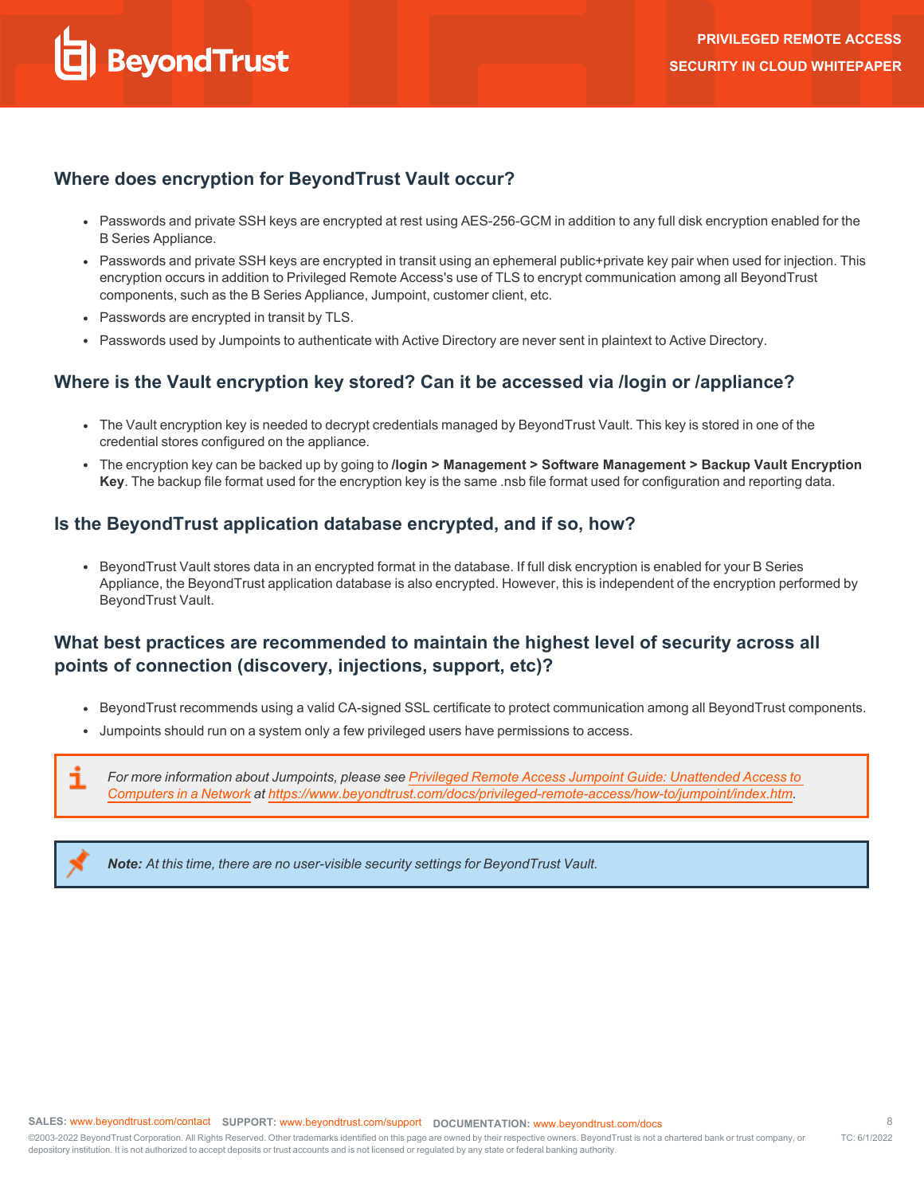## Where does encryption for BeyondTrust Vault occur?

- Passwords and private SSH keys are encrypted at rest using AES-256-GCM in addition to any full disk encryption enabled for the B Series Appliance.
- Passwords and private SSH keys are encrypted in transit using an ephemeral public+private key pair when used for injection. This encryption occurs in addition to Privileged Remote Access's use of TLS to encrypt communication among all BeyondTrust components, such as the B Series Appliance, Jumpoint, customer client, etc.
- Passwords are encrypted in transit by TLS.
- Passwords used by Jumpoints to authenticate with Active Directory are never sent in plaintext to Active Directory.

## Where is the Vault encryption key stored? Can it be accessed via /login or /appliance?

- The Vault encryption key is needed to decrypt credentials managed by BeyondTrust Vault. This key is stored in one of the credential stores configured on the appliance.
- The encryption key can be backed up by going to **/login > Management > Software Management > Backup Vault Encryption Key**. The backup file format used for the encryption key is the same .nsb file format used for configuration and reporting data.

## Is the BeyondTrust application database encrypted, and if so, how?

- BeyondTrust Vault stores data in an encrypted format in the database. If full disk encryption is enabled for your B Series Appliance, the BeyondTrust application database is also encrypted. However, this is independent of the encryption performed by BeyondTrust Vault.

## What best practices are recommended to maintain the highest level of security across all points of connection (discovery, injections, support, etc)?

- BeyondTrust recommends using a valid CA-signed SSL certificate to protect communication among all BeyondTrust components.
- Jumpoints should run on a system only a few privileged users have permissions to access.

> *For more information about Jumpoints, please see [Privileged Remote Access Jumpoint Guide: Unattended Access to Computers in a Network](https://www.beyondtrust.com/docs/privileged-remote-access/how-to/jumpoint/index.htm) at [https://www.beyondtrust.com/docs/privileged-remote-access/how-to/jumpoint/index.htm](https://www.beyondtrust.com/docs/privileged-remote-access/how-to/jumpoint/index.htm).*

> ***Note:** At this time, there are no user-visible security settings for BeyondTrust Vault.*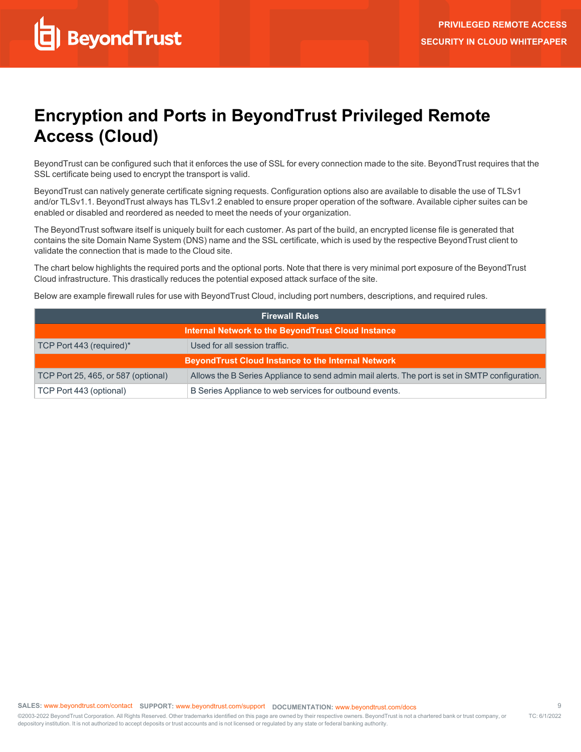# Encryption and Ports in BeyondTrust Privileged Remote Access (Cloud)

BeyondTrust can be configured such that it enforces the use of SSL for every connection made to the site. BeyondTrust requires that the SSL certificate being used to encrypt the transport is valid.

BeyondTrust can natively generate certificate signing requests. Configuration options also are available to disable the use of TLSv1 and/or TLSv1.1. BeyondTrust always has TLSv1.2 enabled to ensure proper operation of the software. Available cipher suites can be enabled or disabled and reordered as needed to meet the needs of your organization.

The BeyondTrust software itself is uniquely built for each customer. As part of the build, an encrypted license file is generated that contains the site Domain Name System (DNS) name and the SSL certificate, which is used by the respective BeyondTrust client to validate the connection that is made to the Cloud site.

The chart below highlights the required ports and the optional ports. Note that there is very minimal port exposure of the BeyondTrust Cloud infrastructure. This drastically reduces the potential exposed attack surface of the site.

Below are example firewall rules for use with BeyondTrust Cloud, including port numbers, descriptions, and required rules.

| Firewall Rules | |
|---|---|
| **Internal Network to the BeyondTrust Cloud Instance** | |
| TCP Port 443 (required)* | Used for all session traffic. |
| **BeyondTrust Cloud Instance to the Internal Network** | |
| TCP Port 25, 465, or 587 (optional) | Allows the B Series Appliance to send admin mail alerts. The port is set in SMTP configuration. |
| TCP Port 443 (optional) | B Series Appliance to web services for outbound events. |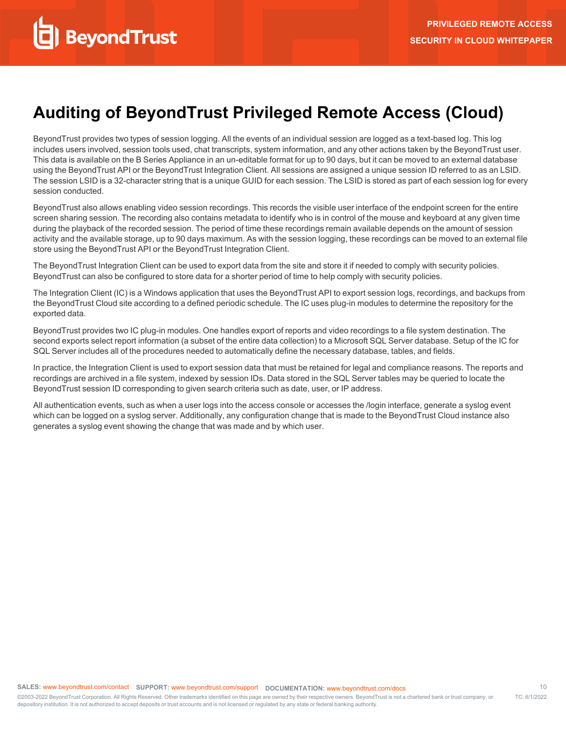# Auditing of BeyondTrust Privileged Remote Access (Cloud)

BeyondTrust provides two types of session logging. All the events of an individual session are logged as a text-based log. This log includes users involved, session tools used, chat transcripts, system information, and any other actions taken by the BeyondTrust user. This data is available on the B Series Appliance in an un-editable format for up to 90 days, but it can be moved to an external database using the BeyondTrust API or the BeyondTrust Integration Client. All sessions are assigned a unique session ID referred to as an LSID. The session LSID is a 32-character string that is a unique GUID for each session. The LSID is stored as part of each session log for every session conducted.

BeyondTrust also allows enabling video session recordings. This records the visible user interface of the endpoint screen for the entire screen sharing session. The recording also contains metadata to identify who is in control of the mouse and keyboard at any given time during the playback of the recorded session. The period of time these recordings remain available depends on the amount of session activity and the available storage, up to 90 days maximum. As with the session logging, these recordings can be moved to an external file store using the BeyondTrust API or the BeyondTrust Integration Client.

The BeyondTrust Integration Client can be used to export data from the site and store it if needed to comply with security policies. BeyondTrust can also be configured to store data for a shorter period of time to help comply with security policies.

The Integration Client (IC) is a Windows application that uses the BeyondTrust API to export session logs, recordings, and backups from the BeyondTrust Cloud site according to a defined periodic schedule. The IC uses plug-in modules to determine the repository for the exported data.

BeyondTrust provides two IC plug-in modules. One handles export of reports and video recordings to a file system destination. The second exports select report information (a subset of the entire data collection) to a Microsoft SQL Server database. Setup of the IC for SQL Server includes all of the procedures needed to automatically define the necessary database, tables, and fields.

In practice, the Integration Client is used to export session data that must be retained for legal and compliance reasons. The reports and recordings are archived in a file system, indexed by session IDs. Data stored in the SQL Server tables may be queried to locate the BeyondTrust session ID corresponding to given search criteria such as date, user, or IP address.

All authentication events, such as when a user logs into the access console or accesses the /login interface, generate a syslog event which can be logged on a syslog server. Additionally, any configuration change that is made to the BeyondTrust Cloud instance also generates a syslog event showing the change that was made and by which user.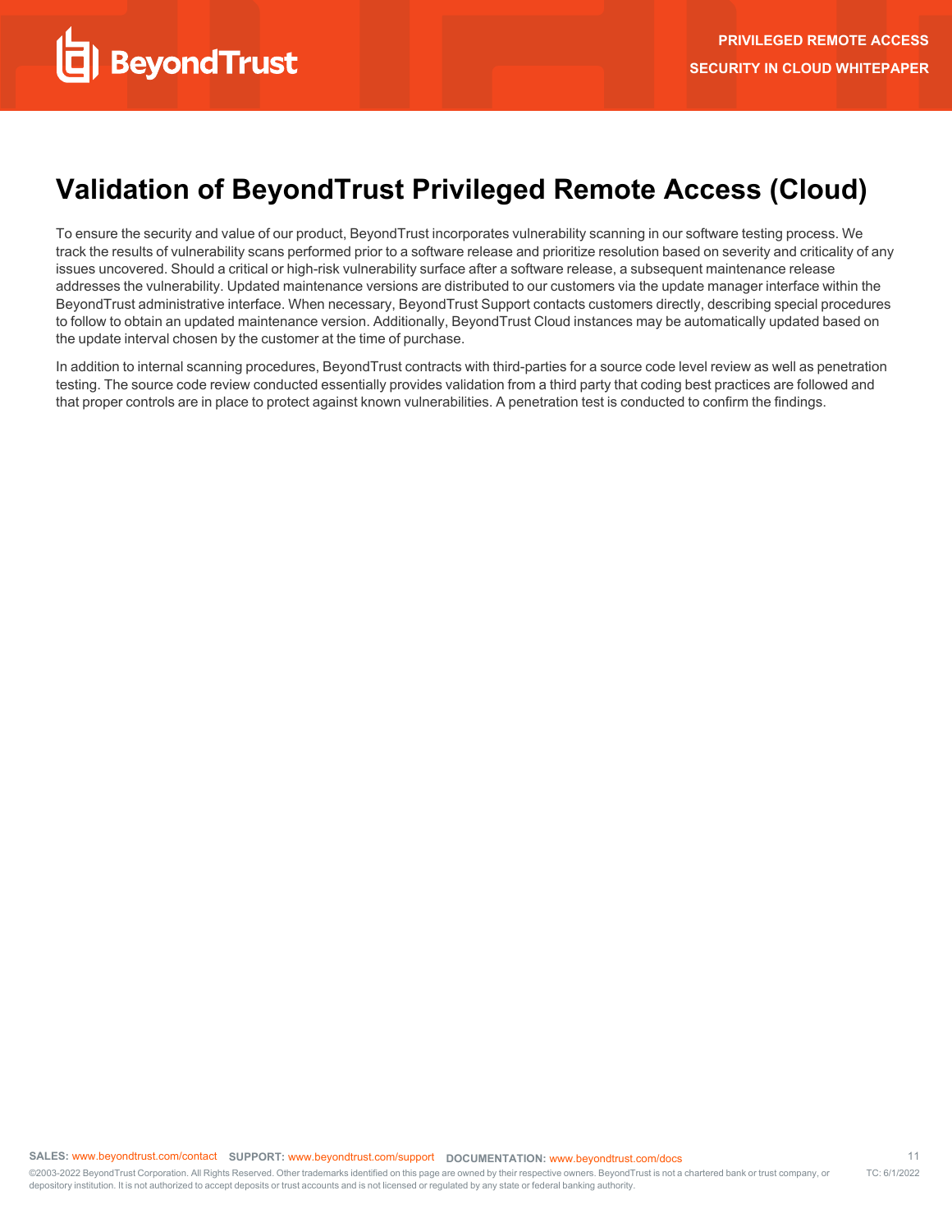# Validation of BeyondTrust Privileged Remote Access (Cloud)

To ensure the security and value of our product, BeyondTrust incorporates vulnerability scanning in our software testing process. We track the results of vulnerability scans performed prior to a software release and prioritize resolution based on severity and criticality of any issues uncovered. Should a critical or high-risk vulnerability surface after a software release, a subsequent maintenance release addresses the vulnerability. Updated maintenance versions are distributed to our customers via the update manager interface within the BeyondTrust administrative interface. When necessary, BeyondTrust Support contacts customers directly, describing special procedures to follow to obtain an updated maintenance version. Additionally, BeyondTrust Cloud instances may be automatically updated based on the update interval chosen by the customer at the time of purchase.

In addition to internal scanning procedures, BeyondTrust contracts with third-parties for a source code level review as well as penetration testing. The source code review conducted essentially provides validation from a third party that coding best practices are followed and that proper controls are in place to protect against known vulnerabilities. A penetration test is conducted to confirm the findings.